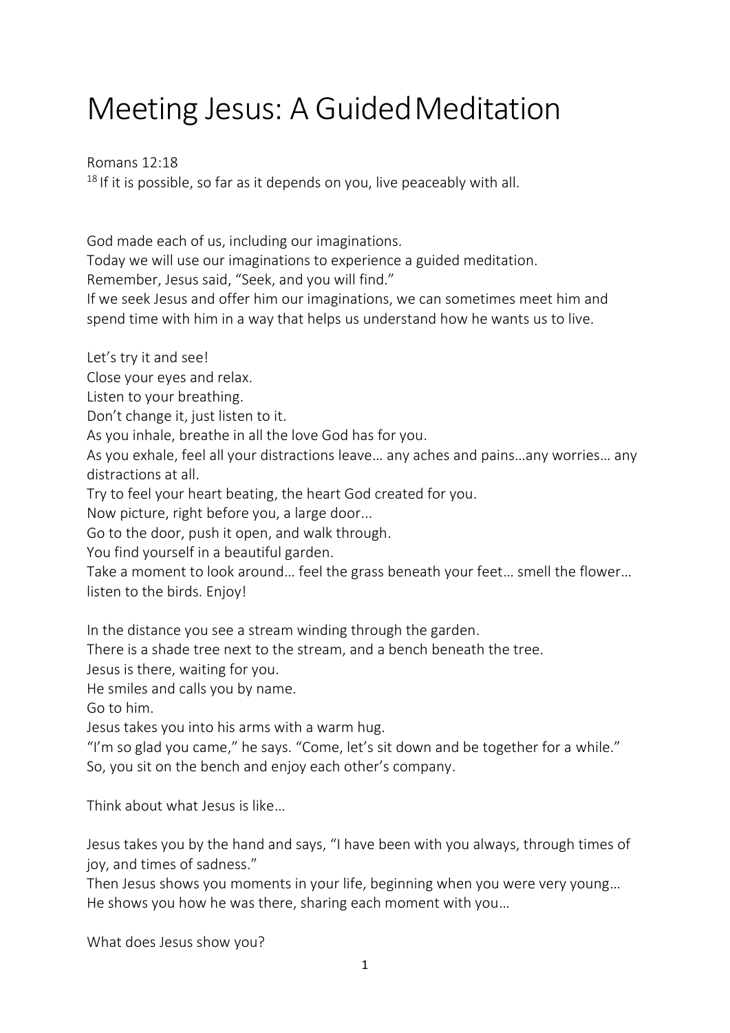# Meeting Jesus: A Guided Meditation

Romans 12:18
[18] If it is possible, so far as it depends on you, live peaceably with all.

God made each of us, including our imaginations.
Today we will use our imaginations to experience a guided meditation.
Remember, Jesus said, "Seek, and you will find."
If we seek Jesus and offer him our imaginations, we can sometimes meet him and spend time with him in a way that helps us understand how he wants us to live.

Let's try it and see!
Close your eyes and relax.
Listen to your breathing.
Don't change it, just listen to it.
As you inhale, breathe in all the love God has for you.
As you exhale, feel all your distractions leave… any aches and pains…any worries… any distractions at all.
Try to feel your heart beating, the heart God created for you.
Now picture, right before you, a large door...
Go to the door, push it open, and walk through.
You find yourself in a beautiful garden.
Take a moment to look around… feel the grass beneath your feet… smell the flower… listen to the birds. Enjoy!

In the distance you see a stream winding through the garden.
There is a shade tree next to the stream, and a bench beneath the tree.
Jesus is there, waiting for you.
He smiles and calls you by name.
Go to him.
Jesus takes you into his arms with a warm hug.
"I'm so glad you came," he says. "Come, let's sit down and be together for a while."
So, you sit on the bench and enjoy each other's company.

Think about what Jesus is like…

Jesus takes you by the hand and says, "I have been with you always, through times of joy, and times of sadness."
Then Jesus shows you moments in your life, beginning when you were very young…
He shows you how he was there, sharing each moment with you…

What does Jesus show you?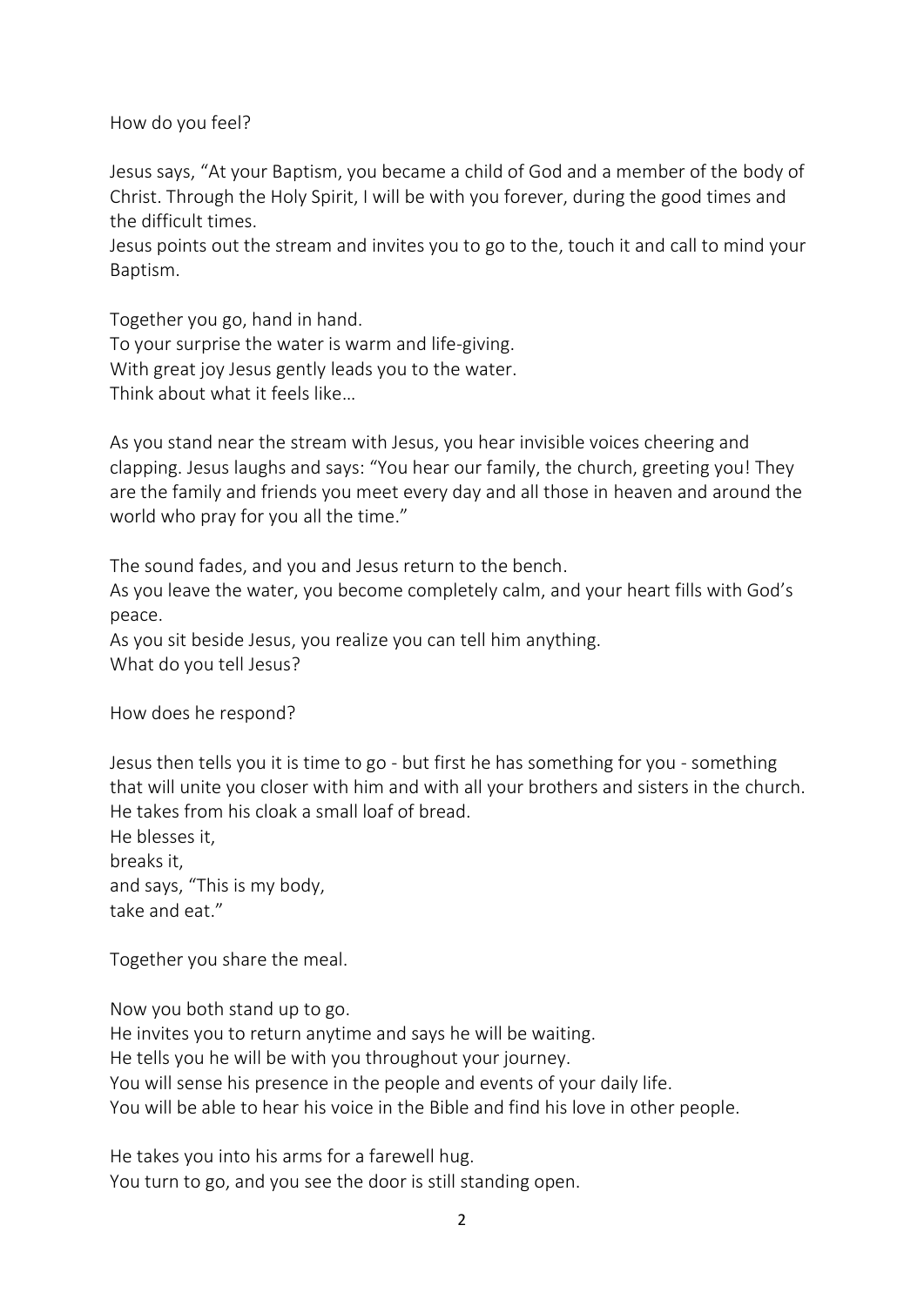How do you feel?

Jesus says, "At your Baptism, you became a child of God and a member of the body of Christ. Through the Holy Spirit, I will be with you forever, during the good times and the difficult times.
Jesus points out the stream and invites you to go to the, touch it and call to mind your Baptism.

Together you go, hand in hand.
To your surprise the water is warm and life-giving.
With great joy Jesus gently leads you to the water.
Think about what it feels like…

As you stand near the stream with Jesus, you hear invisible voices cheering and clapping. Jesus laughs and says: "You hear our family, the church, greeting you! They are the family and friends you meet every day and all those in heaven and around the world who pray for you all the time."

The sound fades, and you and Jesus return to the bench.
As you leave the water, you become completely calm, and your heart fills with God's peace.
As you sit beside Jesus, you realize you can tell him anything.
What do you tell Jesus?

How does he respond?

Jesus then tells you it is time to go - but first he has something for you - something that will unite you closer with him and with all your brothers and sisters in the church.
He takes from his cloak a small loaf of bread.
He blesses it,
breaks it,
and says, "This is my body,
take and eat."

Together you share the meal.

Now you both stand up to go.
He invites you to return anytime and says he will be waiting.
He tells you he will be with you throughout your journey.
You will sense his presence in the people and events of your daily life.
You will be able to hear his voice in the Bible and find his love in other people.

He takes you into his arms for a farewell hug.
You turn to go, and you see the door is still standing open.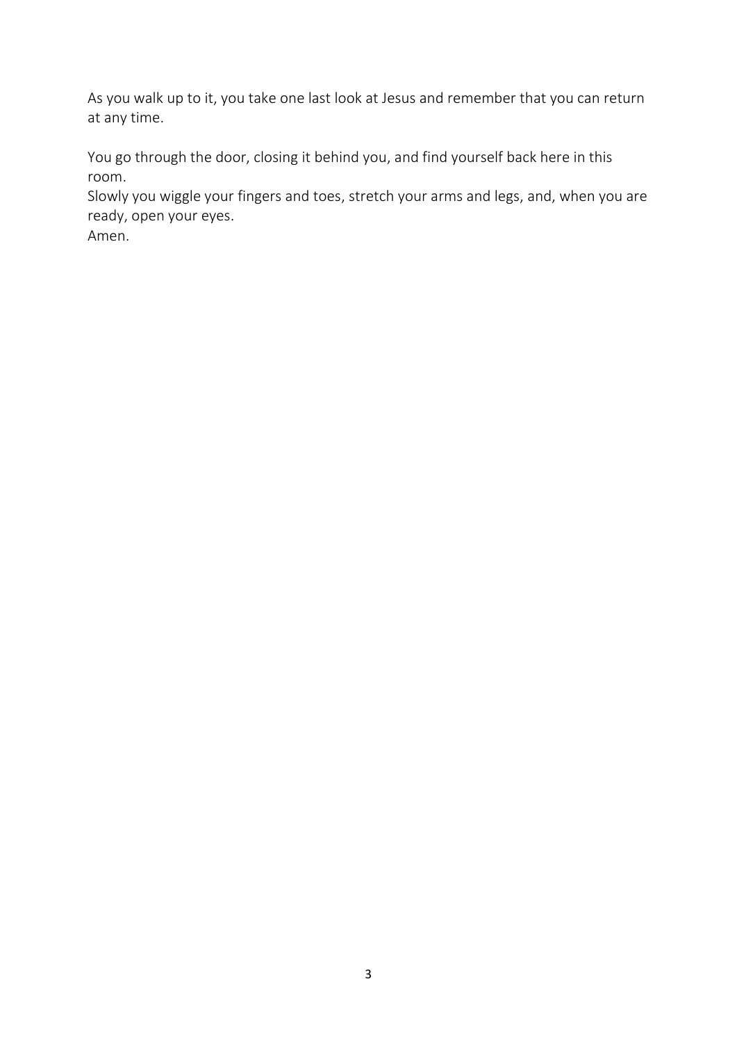As you walk up to it, you take one last look at Jesus and remember that you can return at any time.

You go through the door, closing it behind you, and find yourself back here in this room.
Slowly you wiggle your fingers and toes, stretch your arms and legs, and, when you are ready, open your eyes.
Amen.